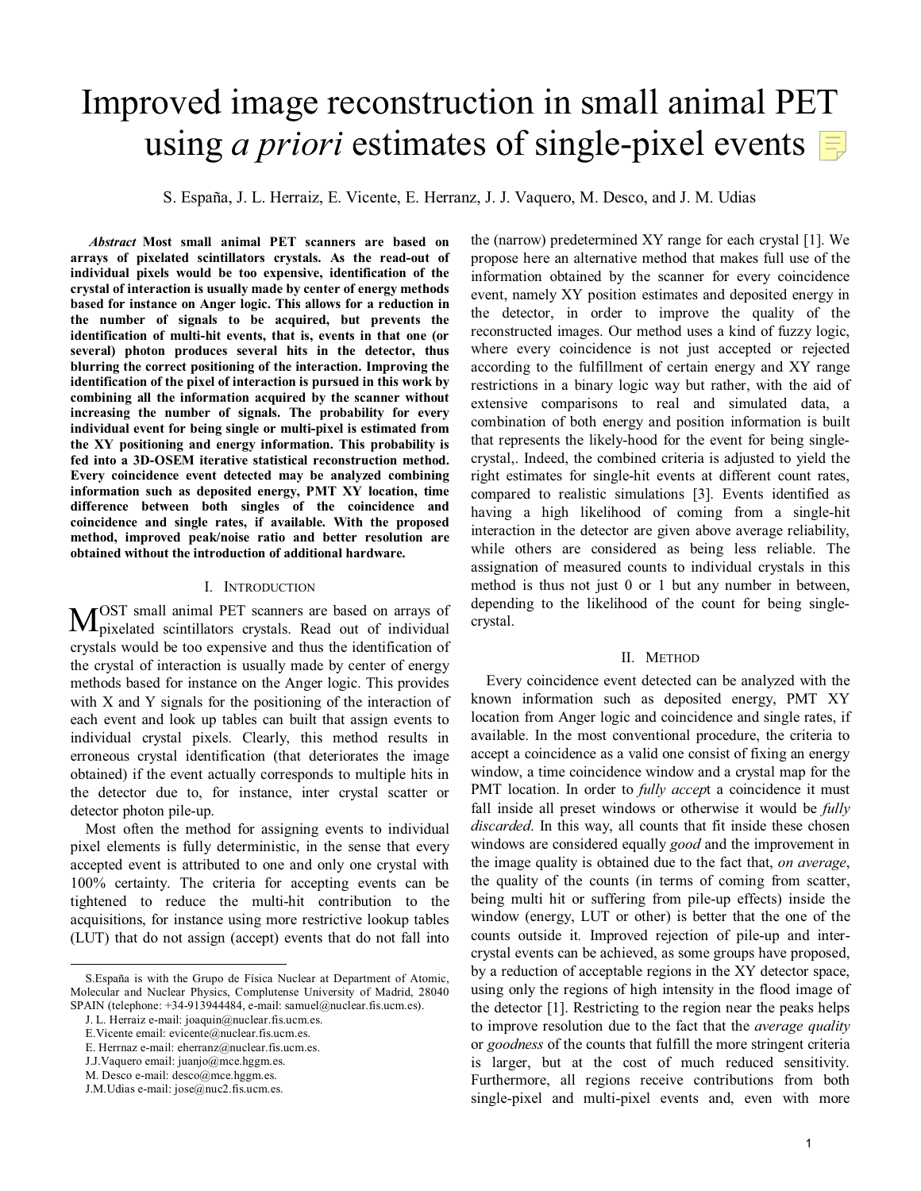# Improved image reconstruction in small animal PET using *a priori* estimates of single-pixel events

S. España, J. L. Herraiz, E. Vicente, E. Herranz, J. J. Vaquero, M. Desco, and J. M. Udias

***Abstract*** **Most small animal PET scanners are based on arrays of pixelated scintillators crystals. As the read-out of individual pixels would be too expensive, identification of the crystal of interaction is usually made by center of energy methods based for instance on Anger logic. This allows for a reduction in the number of signals to be acquired, but prevents the identification of multi-hit events, that is, events in that one (or several) photon produces several hits in the detector, thus blurring the correct positioning of the interaction. Improving the identification of the pixel of interaction is pursued in this work by combining all the information acquired by the scanner without increasing the number of signals. The probability for every individual event for being single or multi-pixel is estimated from the XY positioning and energy information. This probability is fed into a 3D-OSEM iterative statistical reconstruction method. Every coincidence event detected may be analyzed combining information such as deposited energy, PMT XY location, time difference between both singles of the coincidence and coincidence and single rates, if available. With the proposed method, improved peak/noise ratio and better resolution are obtained without the introduction of additional hardware.**

## I. Introduction

Most small animal PET scanners are based on arrays of pixelated scintillators crystals. Read out of individual crystals would be too expensive and thus the identification of the crystal of interaction is usually made by center of energy methods based for instance on the Anger logic. This provides with X and Y signals for the positioning of the interaction of each event and look up tables can built that assign events to individual crystal pixels. Clearly, this method results in erroneous crystal identification (that deteriorates the image obtained) if the event actually corresponds to multiple hits in the detector due to, for instance, inter crystal scatter or detector photon pile-up.

Most often the method for assigning events to individual pixel elements is fully deterministic, in the sense that every accepted event is attributed to one and only one crystal with 100% certainty. The criteria for accepting events can be tightened to reduce the multi-hit contribution to the acquisitions, for instance using more restrictive lookup tables (LUT) that do not assign (accept) events that do not fall into the (narrow) predetermined XY range for each crystal [1]. We propose here an alternative method that makes full use of the information obtained by the scanner for every coincidence event, namely XY position estimates and deposited energy in the detector, in order to improve the quality of the reconstructed images. Our method uses a kind of fuzzy logic, where every coincidence is not just accepted or rejected according to the fulfillment of certain energy and XY range restrictions in a binary logic way but rather, with the aid of extensive comparisons to real and simulated data, a combination of both energy and position information is built that represents the likely-hood for the event for being single-crystal,. Indeed, the combined criteria is adjusted to yield the right estimates for single-hit events at different count rates, compared to realistic simulations [3]. Events identified as having a high likelihood of coming from a single-hit interaction in the detector are given above average reliability, while others are considered as being less reliable. The assignation of measured counts to individual crystals in this method is thus not just 0 or 1 but any number in between, depending to the likelihood of the count for being single-crystal.

## II. Method

Every coincidence event detected can be analyzed with the known information such as deposited energy, PMT XY location from Anger logic and coincidence and single rates, if available. In the most conventional procedure, the criteria to accept a coincidence as a valid one consist of fixing an energy window, a time coincidence window and a crystal map for the PMT location. In order to *fully accept* a coincidence it must fall inside all preset windows or otherwise it would be *fully discarded*. In this way, all counts that fit inside these chosen windows are considered equally *good* and the improvement in the image quality is obtained due to the fact that, *on average*, the quality of the counts (in terms of coming from scatter, being multi hit or suffering from pile-up effects) inside the window (energy, LUT or other) is better that the one of the counts outside it. Improved rejection of pile-up and inter-crystal events can be achieved, as some groups have proposed, by a reduction of acceptable regions in the XY detector space, using only the regions of high intensity in the flood image of the detector [1]. Restricting to the region near the peaks helps to improve resolution due to the fact that the *average quality* or *goodness* of the counts that fulfill the more stringent criteria is larger, but at the cost of much reduced sensitivity. Furthermore, all regions receive contributions from both single-pixel and multi-pixel events and, even with more

S.España is with the Grupo de Física Nuclear at Department of Atomic, Molecular and Nuclear Physics, Complutense University of Madrid, 28040 SPAIN (telephone: +34-913944484, e-mail: samuel@nuclear.fis.ucm.es).

J. L. Herraiz e-mail: joaquin@nuclear.fis.ucm.es.

E.Vicente email: evicente@nuclear.fis.ucm.es.

E. Herrnaz e-mail: eherranz@nuclear.fis.ucm.es.

J.J.Vaquero email: juanjo@mce.hggm.es.

M. Desco e-mail: desco@mce.hggm.es.

J.M.Udias e-mail: jose@nuc2.fis.ucm.es.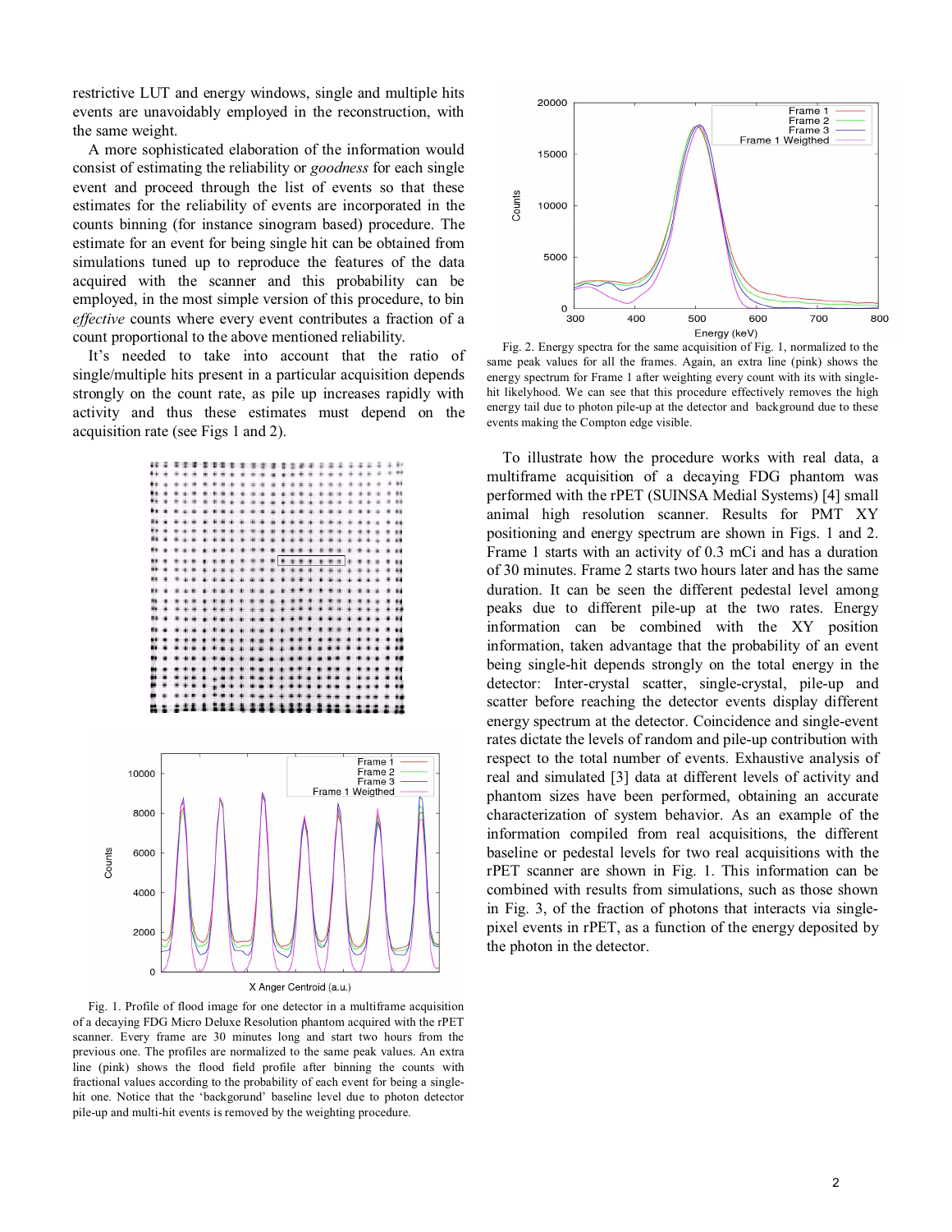restrictive LUT and energy windows, single and multiple hits events are unavoidably employed in the reconstruction, with the same weight.

A more sophisticated elaboration of the information would consist of estimating the reliability or *goodness* for each single event and proceed through the list of events so that these estimates for the reliability of events are incorporated in the counts binning (for instance sinogram based) procedure. The estimate for an event for being single hit can be obtained from simulations tuned up to reproduce the features of the data acquired with the scanner and this probability can be employed, in the most simple version of this procedure, to bin *effective* counts where every event contributes a fraction of a count proportional to the above mentioned reliability.

It's needed to take into account that the ratio of single/multiple hits present in a particular acquisition depends strongly on the count rate, as pile up increases rapidly with activity and thus these estimates must depend on the acquisition rate (see Figs 1 and 2).

Fig. 1. Profile of flood image for one detector in a multiframe acquisition of a decaying FDG Micro Deluxe Resolution phantom acquired with the rPET scanner. Every frame are 30 minutes long and start two hours from the previous one. The profiles are normalized to the same peak values. An extra line (pink) shows the flood field profile after binning the counts with fractional values according to the probability of each event for being a single-hit one. Notice that the 'backgorund' baseline level due to photon detector pile-up and multi-hit events is removed by the weighting procedure.

Fig. 2. Energy spectra for the same acquisition of Fig. 1, normalized to the same peak values for all the frames. Again, an extra line (pink) shows the energy spectrum for Frame 1 after weighting every count with its with single-hit likelyhood. We can see that this procedure effectively removes the high energy tail due to photon pile-up at the detector and background due to these events making the Compton edge visible.

To illustrate how the procedure works with real data, a multiframe acquisition of a decaying FDG phantom was performed with the rPET (SUINSA Medial Systems) [4] small animal high resolution scanner. Results for PMT XY positioning and energy spectrum are shown in Figs. 1 and 2. Frame 1 starts with an activity of 0.3 mCi and has a duration of 30 minutes. Frame 2 starts two hours later and has the same duration. It can be seen the different pedestal level among peaks due to different pile-up at the two rates. Energy information can be combined with the XY position information, taken advantage that the probability of an event being single-hit depends strongly on the total energy in the detector: Inter-crystal scatter, single-crystal, pile-up and scatter before reaching the detector events display different energy spectrum at the detector. Coincidence and single-event rates dictate the levels of random and pile-up contribution with respect to the total number of events. Exhaustive analysis of real and simulated [3] data at different levels of activity and phantom sizes have been performed, obtaining an accurate characterization of system behavior. As an example of the information compiled from real acquisitions, the different baseline or pedestal levels for two real acquisitions with the rPET scanner are shown in Fig. 1. This information can be combined with results from simulations, such as those shown in Fig. 3, of the fraction of photons that interacts via single-pixel events in rPET, as a function of the energy deposited by the photon in the detector.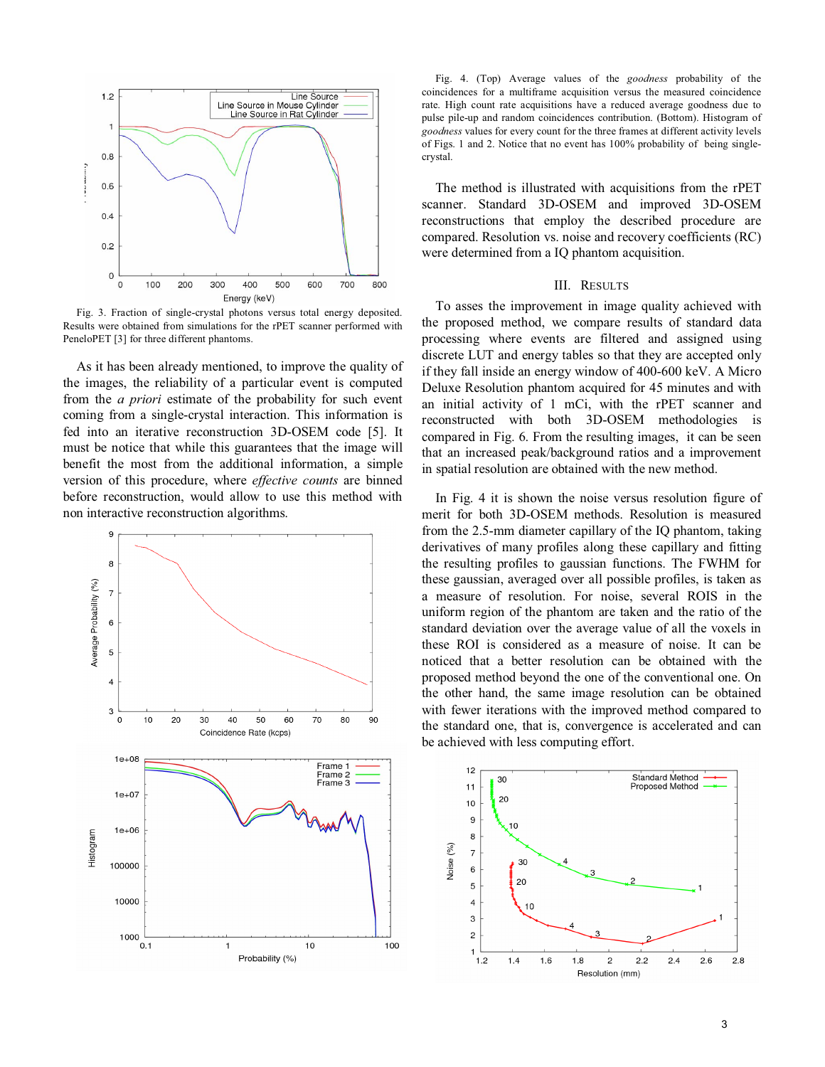Fig. 3. Fraction of single-crystal photons versus total energy deposited. Results were obtained from simulations for the rPET scanner performed with PeneloPET [3] for three different phantoms.

As it has been already mentioned, to improve the quality of the images, the reliability of a particular event is computed from the *a priori* estimate of the probability for such event coming from a single-crystal interaction. This information is fed into an iterative reconstruction 3D-OSEM code [5]. It must be notice that while this guarantees that the image will benefit the most from the additional information, a simple version of this procedure, where *effective counts* are binned before reconstruction, would allow to use this method with non interactive reconstruction algorithms.

Fig. 4. (Top) Average values of the *goodness* probability of the coincidences for a multiframe acquisition versus the measured coincidence rate. High count rate acquisitions have a reduced average goodness due to pulse pile-up and random coincidences contribution. (Bottom). Histogram of *goodness* values for every count for the three frames at different activity levels of Figs. 1 and 2. Notice that no event has 100% probability of being single-crystal.

The method is illustrated with acquisitions from the rPET scanner. Standard 3D-OSEM and improved 3D-OSEM reconstructions that employ the described procedure are compared. Resolution vs. noise and recovery coefficients (RC) were determined from a IQ phantom acquisition.

## III. Results

To asses the improvement in image quality achieved with the proposed method, we compare results of standard data processing where events are filtered and assigned using discrete LUT and energy tables so that they are accepted only if they fall inside an energy window of 400-600 keV. A Micro Deluxe Resolution phantom acquired for 45 minutes and with an initial activity of 1 mCi, with the rPET scanner and reconstructed with both 3D-OSEM methodologies is compared in Fig. 6. From the resulting images, it can be seen that an increased peak/background ratios and a improvement in spatial resolution are obtained with the new method.

In Fig. 4 it is shown the noise versus resolution figure of merit for both 3D-OSEM methods. Resolution is measured from the 2.5-mm diameter capillary of the IQ phantom, taking derivatives of many profiles along these capillary and fitting the resulting profiles to gaussian functions. The FWHM for these gaussian, averaged over all possible profiles, is taken as a measure of resolution. For noise, several ROIS in the uniform region of the phantom are taken and the ratio of the standard deviation over the average value of all the voxels in these ROI is considered as a measure of noise. It can be noticed that a better resolution can be obtained with the proposed method beyond the one of the conventional one. On the other hand, the same image resolution can be obtained with fewer iterations with the improved method compared to the standard one, that is, convergence is accelerated and can be achieved with less computing effort.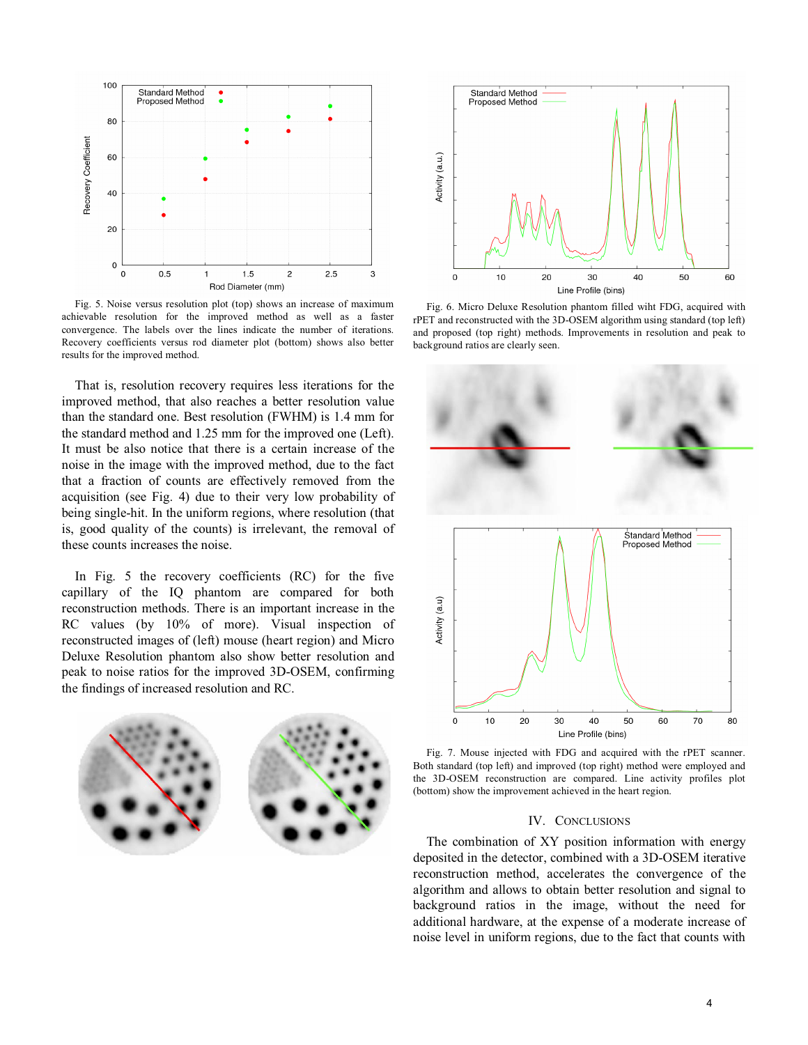Fig. 5. Noise versus resolution plot (top) shows an increase of maximum achievable resolution for the improved method as well as a faster convergence. The labels over the lines indicate the number of iterations. Recovery coefficients versus rod diameter plot (bottom) shows also better results for the improved method.

That is, resolution recovery requires less iterations for the improved method, that also reaches a better resolution value than the standard one. Best resolution (FWHM) is 1.4 mm for the standard method and 1.25 mm for the improved one (Left). It must be also notice that there is a certain increase of the noise in the image with the improved method, due to the fact that a fraction of counts are effectively removed from the acquisition (see Fig. 4) due to their very low probability of being single-hit. In the uniform regions, where resolution (that is, good quality of the counts) is irrelevant, the removal of these counts increases the noise.

In Fig. 5 the recovery coefficients (RC) for the five capillary of the IQ phantom are compared for both reconstruction methods. There is an important increase in the RC values (by 10% of more). Visual inspection of reconstructed images of (left) mouse (heart region) and Micro Deluxe Resolution phantom also show better resolution and peak to noise ratios for the improved 3D-OSEM, confirming the findings of increased resolution and RC.

Fig. 6. Micro Deluxe Resolution phantom filled wiht FDG, acquired with rPET and reconstructed with the 3D-OSEM algorithm using standard (top left) and proposed (top right) methods. Improvements in resolution and peak to background ratios are clearly seen.

Fig. 7. Mouse injected with FDG and acquired with the rPET scanner. Both standard (top left) and improved (top right) method were employed and the 3D-OSEM reconstruction are compared. Line activity profiles plot (bottom) show the improvement achieved in the heart region.

## IV. Conclusions

The combination of XY position information with energy deposited in the detector, combined with a 3D-OSEM iterative reconstruction method, accelerates the convergence of the algorithm and allows to obtain better resolution and signal to background ratios in the image, without the need for additional hardware, at the expense of a moderate increase of noise level in uniform regions, due to the fact that counts with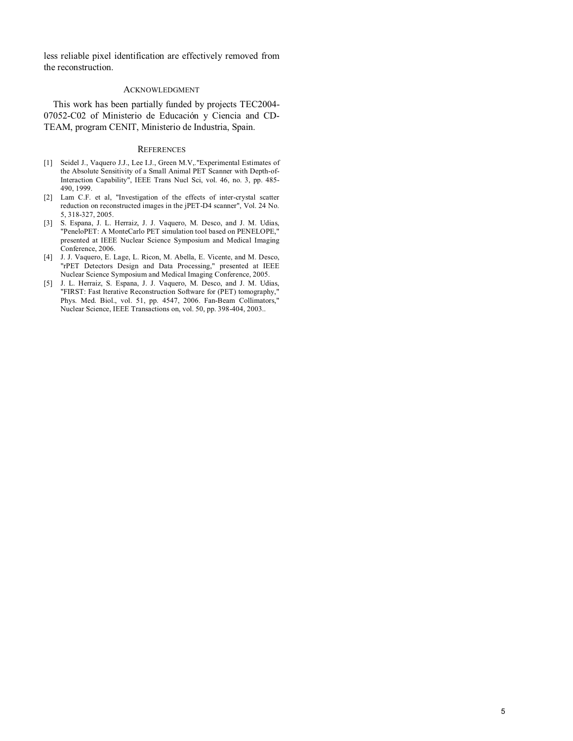less reliable pixel identification are effectively removed from the reconstruction.

## Acknowledgment

This work has been partially funded by projects TEC2004-07052-C02 of Ministerio de Educación y Ciencia and CD-TEAM, program CENIT, Ministerio de Industria, Spain.

## References

[1] Seidel J., Vaquero J.J., Lee I.J., Green M.V,."Experimental Estimates of the Absolute Sensitivity of a Small Animal PET Scanner with Depth-of-Interaction Capability", IEEE Trans Nucl Sci, vol. 46, no. 3, pp. 485-490, 1999.

[2] Lam C.F. et al, "Investigation of the effects of inter-crystal scatter reduction on reconstructed images in the jPET-D4 scanner", Vol. 24 No. 5, 318-327, 2005.

[3] S. Espana, J. L. Herraiz, J. J. Vaquero, M. Desco, and J. M. Udias, "PeneloPET: A MonteCarlo PET simulation tool based on PENELOPE," presented at IEEE Nuclear Science Symposium and Medical Imaging Conference, 2006.

[4] J. J. Vaquero, E. Lage, L. Ricon, M. Abella, E. Vicente, and M. Desco, "rPET Detectors Design and Data Processing," presented at IEEE Nuclear Science Symposium and Medical Imaging Conference, 2005.

[5] J. L. Herraiz, S. Espana, J. J. Vaquero, M. Desco, and J. M. Udias, "FIRST: Fast Iterative Reconstruction Software for (PET) tomography," Phys. Med. Biol., vol. 51, pp. 4547, 2006. Fan-Beam Collimators," Nuclear Science, IEEE Transactions on, vol. 50, pp. 398-404, 2003..